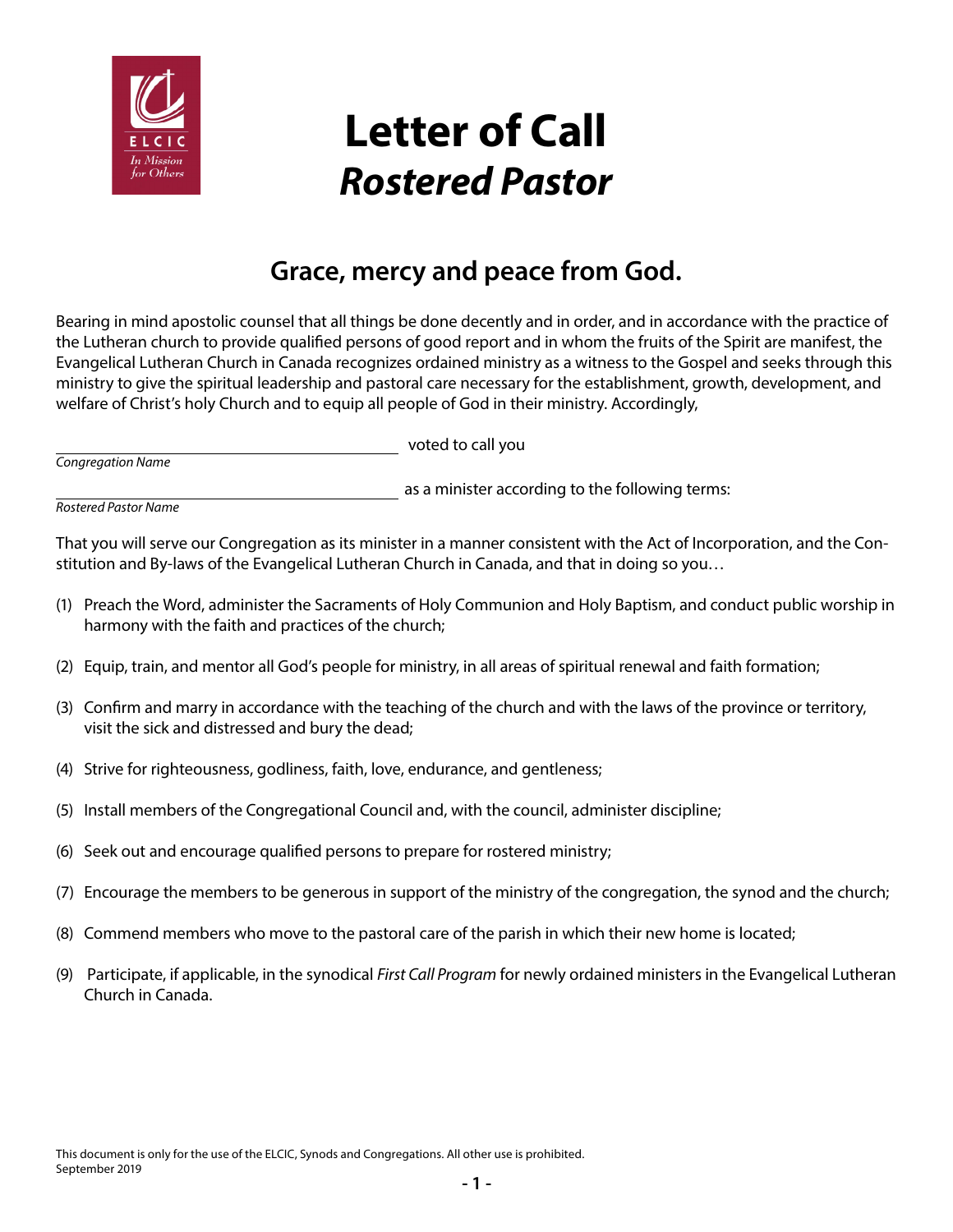# Letter of Call
## *Rostered Pastor*

## Grace, mercy and peace from God.

Bearing in mind apostolic counsel that all things be done decently and in order, and in accordance with the practice of the Lutheran church to provide qualified persons of good report and in whom the fruits of the Spirit are manifest, the Evangelical Lutheran Church in Canada recognizes ordained ministry as a witness to the Gospel and seeks through this ministry to give the spiritual leadership and pastoral care necessary for the establishment, growth, development, and welfare of Christ's holy Church and to equip all people of God in their ministry. Accordingly,

\_\_\_\_\_\_\_\_\_\_\_\_\_\_\_\_\_\_\_\_\_\_\_\_\_\_\_\_\_\_\_\_\_\_\_\_ voted to call you
*Congregation Name*

\_\_\_\_\_\_\_\_\_\_\_\_\_\_\_\_\_\_\_\_\_\_\_\_\_\_\_\_\_\_\_\_\_\_\_\_ as a minister according to the following terms:
*Rostered Pastor Name*

That you will serve our Congregation as its minister in a manner consistent with the Act of Incorporation, and the Constitution and By-laws of the Evangelical Lutheran Church in Canada, and that in doing so you…

(1) Preach the Word, administer the Sacraments of Holy Communion and Holy Baptism, and conduct public worship in harmony with the faith and practices of the church;

(2) Equip, train, and mentor all God's people for ministry, in all areas of spiritual renewal and faith formation;

(3) Confirm and marry in accordance with the teaching of the church and with the laws of the province or territory, visit the sick and distressed and bury the dead;

(4) Strive for righteousness, godliness, faith, love, endurance, and gentleness;

(5) Install members of the Congregational Council and, with the council, administer discipline;

(6) Seek out and encourage qualified persons to prepare for rostered ministry;

(7) Encourage the members to be generous in support of the ministry of the congregation, the synod and the church;

(8) Commend members who move to the pastoral care of the parish in which their new home is located;

(9) Participate, if applicable, in the synodical *First Call Program* for newly ordained ministers in the Evangelical Lutheran Church in Canada.

This document is only for the use of the ELCIC, Synods and Congregations. All other use is prohibited.
September 2019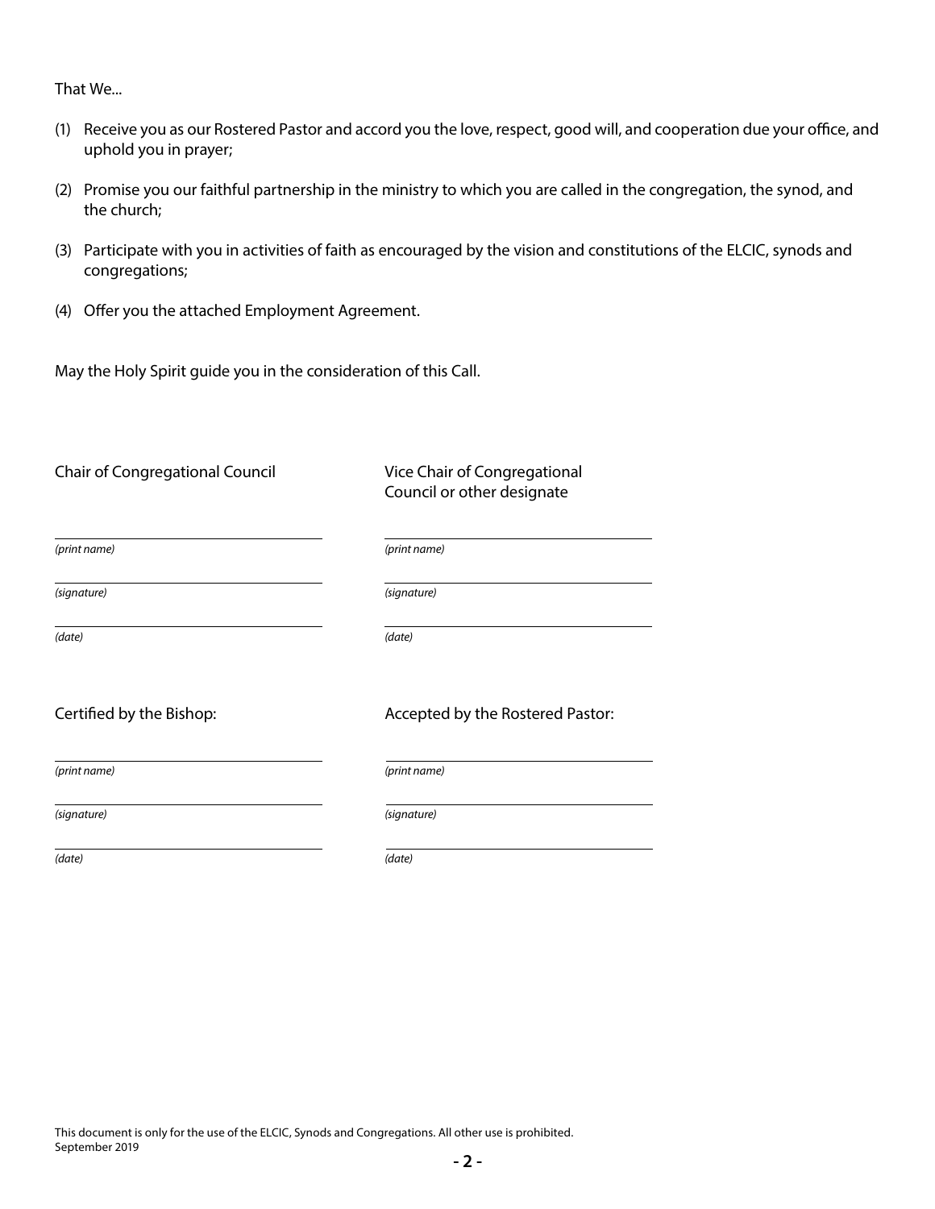That We...

(1) Receive you as our Rostered Pastor and accord you the love, respect, good will, and cooperation due your office, and uphold you in prayer;

(2) Promise you our faithful partnership in the ministry to which you are called in the congregation, the synod, and the church;

(3) Participate with you in activities of faith as encouraged by the vision and constitutions of the ELCIC, synods and congregations;

(4) Offer you the attached Employment Agreement.

May the Holy Spirit guide you in the consideration of this Call.

Chair of Congregational Council

______________________________
*(print name)*

______________________________
*(signature)*

______________________________
*(date)*

Vice Chair of Congregational Council or other designate

______________________________
*(print name)*

______________________________
*(signature)*

______________________________
*(date)*

Certified by the Bishop:

______________________________
*(print name)*

______________________________
*(signature)*

______________________________
*(date)*

Accepted by the Rostered Pastor:

______________________________
*(print name)*

______________________________
*(signature)*

______________________________
*(date)*

This document is only for the use of the ELCIC, Synods and Congregations. All other use is prohibited.
September 2019